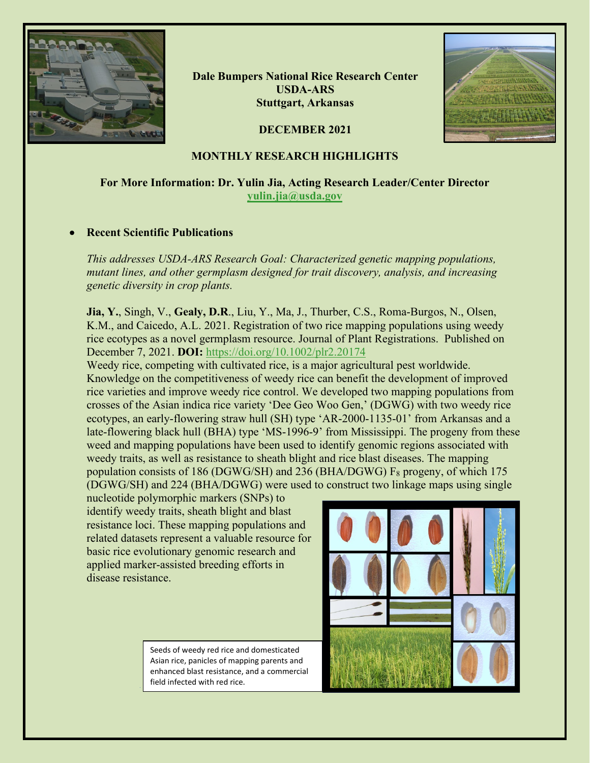**Dale Bumpers National Rice Research Center**
**USDA-ARS**
**Stuttgart, Arkansas**

**DECEMBER 2021**

## MONTHLY RESEARCH HIGHLIGHTS

**For More Information: Dr. Yulin Jia, Acting Research Leader/Center Director**
**yulin.jia@usda.gov**

- **Recent Scientific Publications**

*This addresses USDA-ARS Research Goal: Characterized genetic mapping populations, mutant lines, and other germplasm designed for trait discovery, analysis, and increasing genetic diversity in crop plants.*

**Jia, Y.**, Singh, V., **Gealy, D.R**., Liu, Y., Ma, J., Thurber, C.S., Roma-Burgos, N., Olsen, K.M., and Caicedo, A.L. 2021. Registration of two rice mapping populations using weedy rice ecotypes as a novel germplasm resource. Journal of Plant Registrations. Published on December 7, 2021. **DOI:** https://doi.org/10.1002/plr2.20174

Weedy rice, competing with cultivated rice, is a major agricultural pest worldwide. Knowledge on the competitiveness of weedy rice can benefit the development of improved rice varieties and improve weedy rice control. We developed two mapping populations from crosses of the Asian indica rice variety 'Dee Geo Woo Gen,' (DGWG) with two weedy rice ecotypes, an early-flowering straw hull (SH) type 'AR-2000-1135-01' from Arkansas and a late-flowering black hull (BHA) type 'MS-1996-9' from Mississippi. The progeny from these weed and mapping populations have been used to identify genomic regions associated with weedy traits, as well as resistance to sheath blight and rice blast diseases. The mapping population consists of 186 (DGWG/SH) and 236 (BHA/DGWG) $F_8$ progeny, of which 175 (DGWG/SH) and 224 (BHA/DGWG) were used to construct two linkage maps using single nucleotide polymorphic markers (SNPs) to identify weedy traits, sheath blight and blast resistance loci. These mapping populations and related datasets represent a valuable resource for basic rice evolutionary genomic research and applied marker-assisted breeding efforts in disease resistance.

Seeds of weedy red rice and domesticated Asian rice, panicles of mapping parents and enhanced blast resistance, and a commercial field infected with red rice.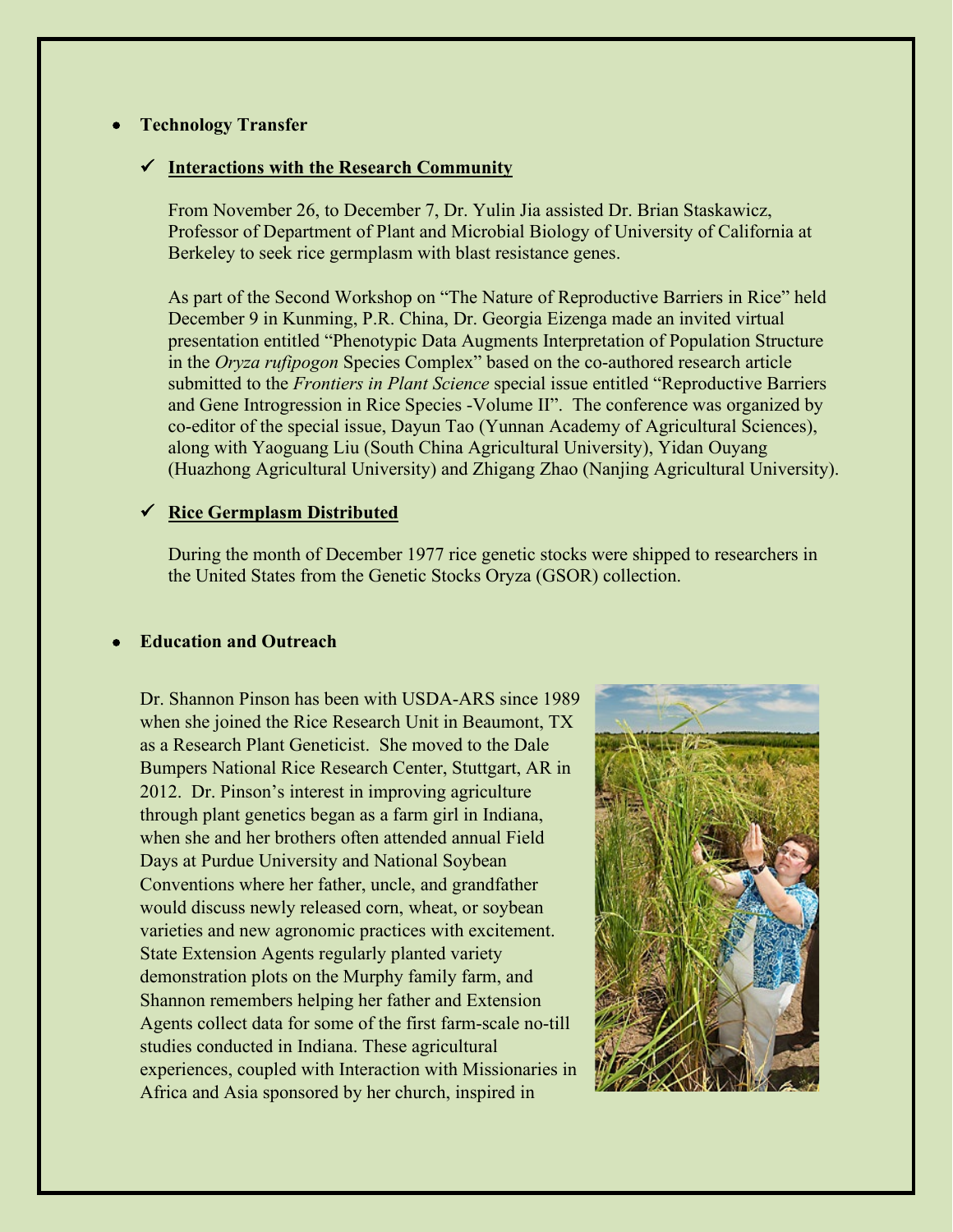- **Technology Transfer**

  - ✓ **Interactions with the Research Community**

    From November 26, to December 7, Dr. Yulin Jia assisted Dr. Brian Staskawicz, Professor of Department of Plant and Microbial Biology of University of California at Berkeley to seek rice germplasm with blast resistance genes.

    As part of the Second Workshop on "The Nature of Reproductive Barriers in Rice" held December 9 in Kunming, P.R. China, Dr. Georgia Eizenga made an invited virtual presentation entitled "Phenotypic Data Augments Interpretation of Population Structure in the *Oryza rufipogon* Species Complex" based on the co-authored research article submitted to the *Frontiers in Plant Science* special issue entitled "Reproductive Barriers and Gene Introgression in Rice Species -Volume II". The conference was organized by co-editor of the special issue, Dayun Tao (Yunnan Academy of Agricultural Sciences), along with Yaoguang Liu (South China Agricultural University), Yidan Ouyang (Huazhong Agricultural University) and Zhigang Zhao (Nanjing Agricultural University).

  - ✓ **Rice Germplasm Distributed**

    During the month of December 1977 rice genetic stocks were shipped to researchers in the United States from the Genetic Stocks Oryza (GSOR) collection.

- **Education and Outreach**

Dr. Shannon Pinson has been with USDA-ARS since 1989 when she joined the Rice Research Unit in Beaumont, TX as a Research Plant Geneticist. She moved to the Dale Bumpers National Rice Research Center, Stuttgart, AR in 2012. Dr. Pinson's interest in improving agriculture through plant genetics began as a farm girl in Indiana, when she and her brothers often attended annual Field Days at Purdue University and National Soybean Conventions where her father, uncle, and grandfather would discuss newly released corn, wheat, or soybean varieties and new agronomic practices with excitement. State Extension Agents regularly planted variety demonstration plots on the Murphy family farm, and Shannon remembers helping her father and Extension Agents collect data for some of the first farm-scale no-till studies conducted in Indiana. These agricultural experiences, coupled with Interaction with Missionaries in Africa and Asia sponsored by her church, inspired in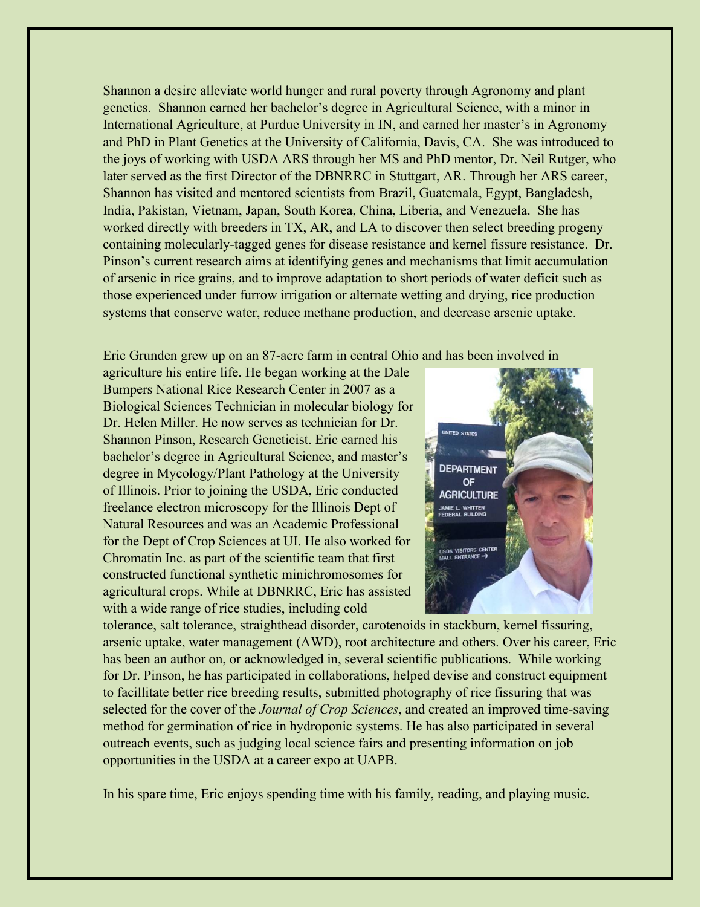Shannon a desire alleviate world hunger and rural poverty through Agronomy and plant genetics. Shannon earned her bachelor's degree in Agricultural Science, with a minor in International Agriculture, at Purdue University in IN, and earned her master's in Agronomy and PhD in Plant Genetics at the University of California, Davis, CA. She was introduced to the joys of working with USDA ARS through her MS and PhD mentor, Dr. Neil Rutger, who later served as the first Director of the DBNRRC in Stuttgart, AR. Through her ARS career, Shannon has visited and mentored scientists from Brazil, Guatemala, Egypt, Bangladesh, India, Pakistan, Vietnam, Japan, South Korea, China, Liberia, and Venezuela. She has worked directly with breeders in TX, AR, and LA to discover then select breeding progeny containing molecularly-tagged genes for disease resistance and kernel fissure resistance. Dr. Pinson's current research aims at identifying genes and mechanisms that limit accumulation of arsenic in rice grains, and to improve adaptation to short periods of water deficit such as those experienced under furrow irrigation or alternate wetting and drying, rice production systems that conserve water, reduce methane production, and decrease arsenic uptake.

Eric Grunden grew up on an 87-acre farm in central Ohio and has been involved in agriculture his entire life. He began working at the Dale Bumpers National Rice Research Center in 2007 as a Biological Sciences Technician in molecular biology for Dr. Helen Miller. He now serves as technician for Dr. Shannon Pinson, Research Geneticist. Eric earned his bachelor's degree in Agricultural Science, and master's degree in Mycology/Plant Pathology at the University of Illinois. Prior to joining the USDA, Eric conducted freelance electron microscopy for the Illinois Dept of Natural Resources and was an Academic Professional for the Dept of Crop Sciences at UI. He also worked for Chromatin Inc. as part of the scientific team that first constructed functional synthetic minichromosomes for agricultural crops. While at DBNRRC, Eric has assisted with a wide range of rice studies, including cold tolerance, salt tolerance, straighthead disorder, carotenoids in stackburn, kernel fissuring, arsenic uptake, water management (AWD), root architecture and others. Over his career, Eric has been an author on, or acknowledged in, several scientific publications. While working for Dr. Pinson, he has participated in collaborations, helped devise and construct equipment to facillitate better rice breeding results, submitted photography of rice fissuring that was selected for the cover of the *Journal of Crop Sciences*, and created an improved time-saving method for germination of rice in hydroponic systems. He has also participated in several outreach events, such as judging local science fairs and presenting information on job opportunities in the USDA at a career expo at UAPB.

In his spare time, Eric enjoys spending time with his family, reading, and playing music.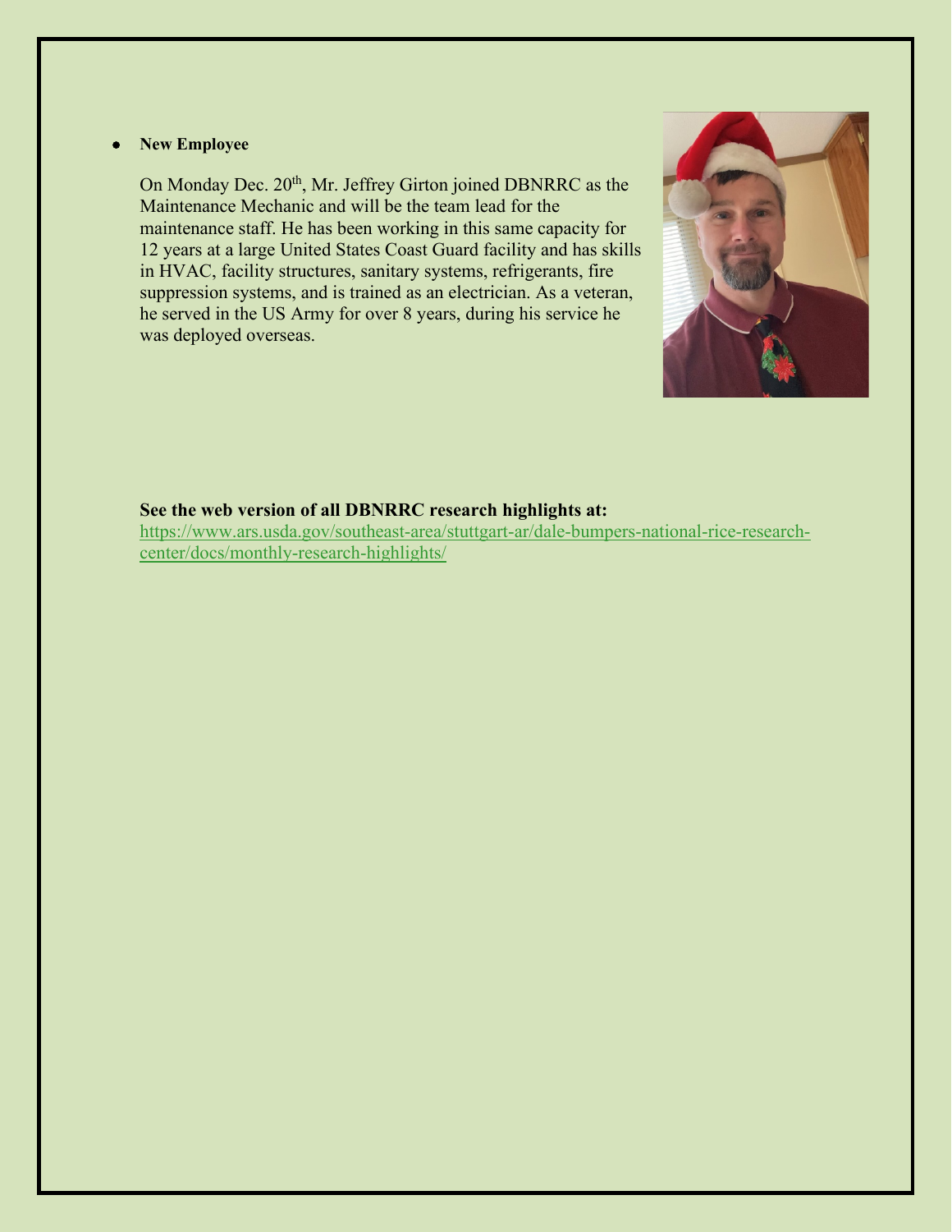- **New Employee**

  On Monday Dec. 20th, Mr. Jeffrey Girton joined DBNRRC as the Maintenance Mechanic and will be the team lead for the maintenance staff. He has been working in this same capacity for 12 years at a large United States Coast Guard facility and has skills in HVAC, facility structures, sanitary systems, refrigerants, fire suppression systems, and is trained as an electrician. As a veteran, he served in the US Army for over 8 years, during his service he was deployed overseas.

**See the web version of all DBNRRC research highlights at:**
https://www.ars.usda.gov/southeast-area/stuttgart-ar/dale-bumpers-national-rice-research-center/docs/monthly-research-highlights/